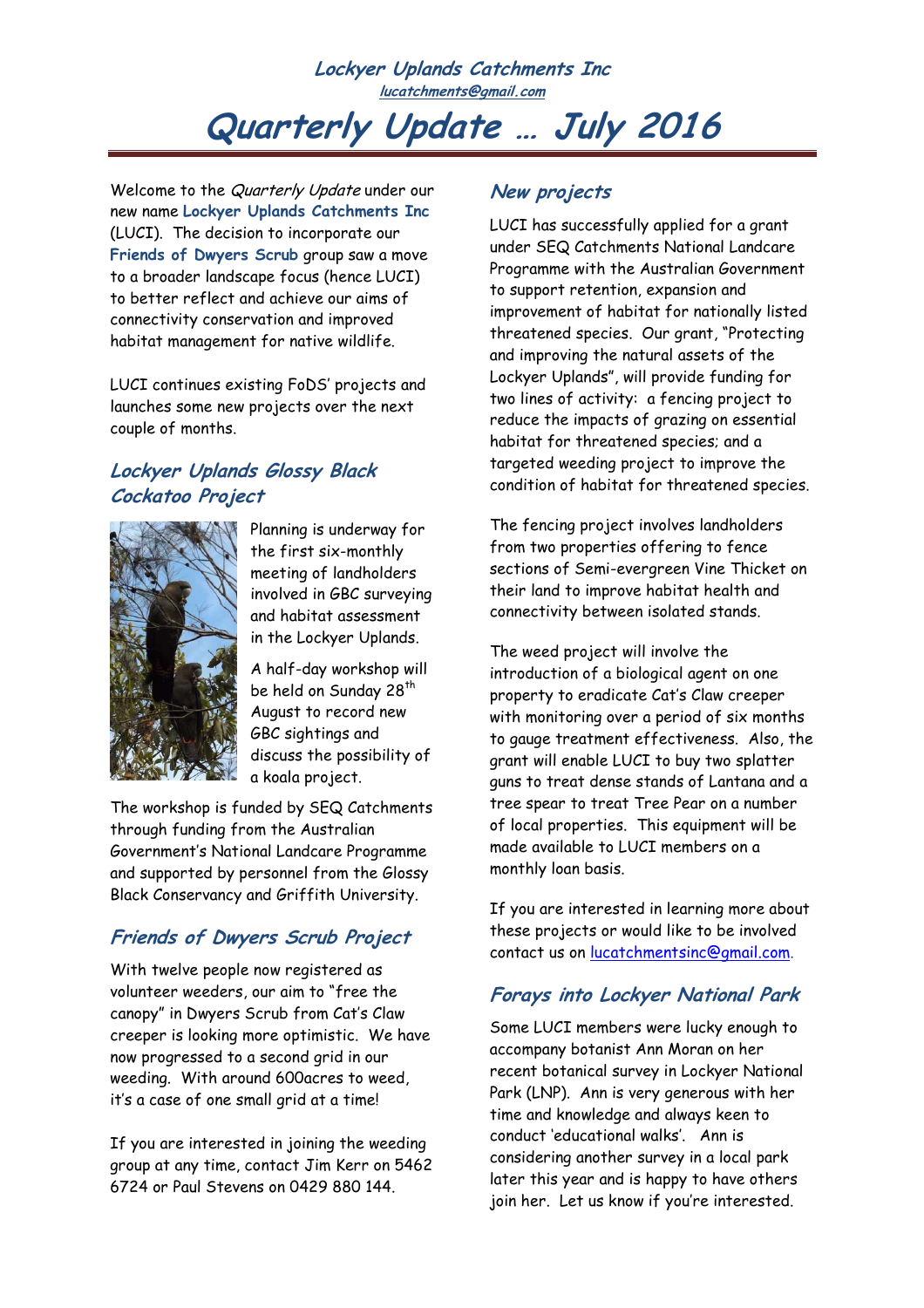**Lockyer Uplands Catchments Inc**
**lucatchments@gmail.com**

# Quarterly Update … July 2016

Welcome to the *Quarterly Update* under our new name **Lockyer Uplands Catchments Inc** (LUCI). The decision to incorporate our **Friends of Dwyers Scrub** group saw a move to a broader landscape focus (hence LUCI) to better reflect and achieve our aims of connectivity conservation and improved habitat management for native wildlife.

LUCI continues existing FoDS' projects and launches some new projects over the next couple of months.

## Lockyer Uplands Glossy Black Cockatoo Project

Planning is underway for the first six-monthly meeting of landholders involved in GBC surveying and habitat assessment in the Lockyer Uplands.

A half-day workshop will be held on Sunday 28th August to record new GBC sightings and discuss the possibility of a koala project.

The workshop is funded by SEQ Catchments through funding from the Australian Government's National Landcare Programme and supported by personnel from the Glossy Black Conservancy and Griffith University.

## Friends of Dwyers Scrub Project

With twelve people now registered as volunteer weeders, our aim to "free the canopy" in Dwyers Scrub from Cat's Claw creeper is looking more optimistic. We have now progressed to a second grid in our weeding. With around 600acres to weed, it's a case of one small grid at a time!

If you are interested in joining the weeding group at any time, contact Jim Kerr on 5462 6724 or Paul Stevens on 0429 880 144.

## New projects

LUCI has successfully applied for a grant under SEQ Catchments National Landcare Programme with the Australian Government to support retention, expansion and improvement of habitat for nationally listed threatened species. Our grant, "Protecting and improving the natural assets of the Lockyer Uplands", will provide funding for two lines of activity: a fencing project to reduce the impacts of grazing on essential habitat for threatened species; and a targeted weeding project to improve the condition of habitat for threatened species.

The fencing project involves landholders from two properties offering to fence sections of Semi-evergreen Vine Thicket on their land to improve habitat health and connectivity between isolated stands.

The weed project will involve the introduction of a biological agent on one property to eradicate Cat's Claw creeper with monitoring over a period of six months to gauge treatment effectiveness. Also, the grant will enable LUCI to buy two splatter guns to treat dense stands of Lantana and a tree spear to treat Tree Pear on a number of local properties. This equipment will be made available to LUCI members on a monthly loan basis.

If you are interested in learning more about these projects or would like to be involved contact us on lucatchmentsinc@gmail.com.

## Forays into Lockyer National Park

Some LUCI members were lucky enough to accompany botanist Ann Moran on her recent botanical survey in Lockyer National Park (LNP). Ann is very generous with her time and knowledge and always keen to conduct 'educational walks'. Ann is considering another survey in a local park later this year and is happy to have others join her. Let us know if you're interested.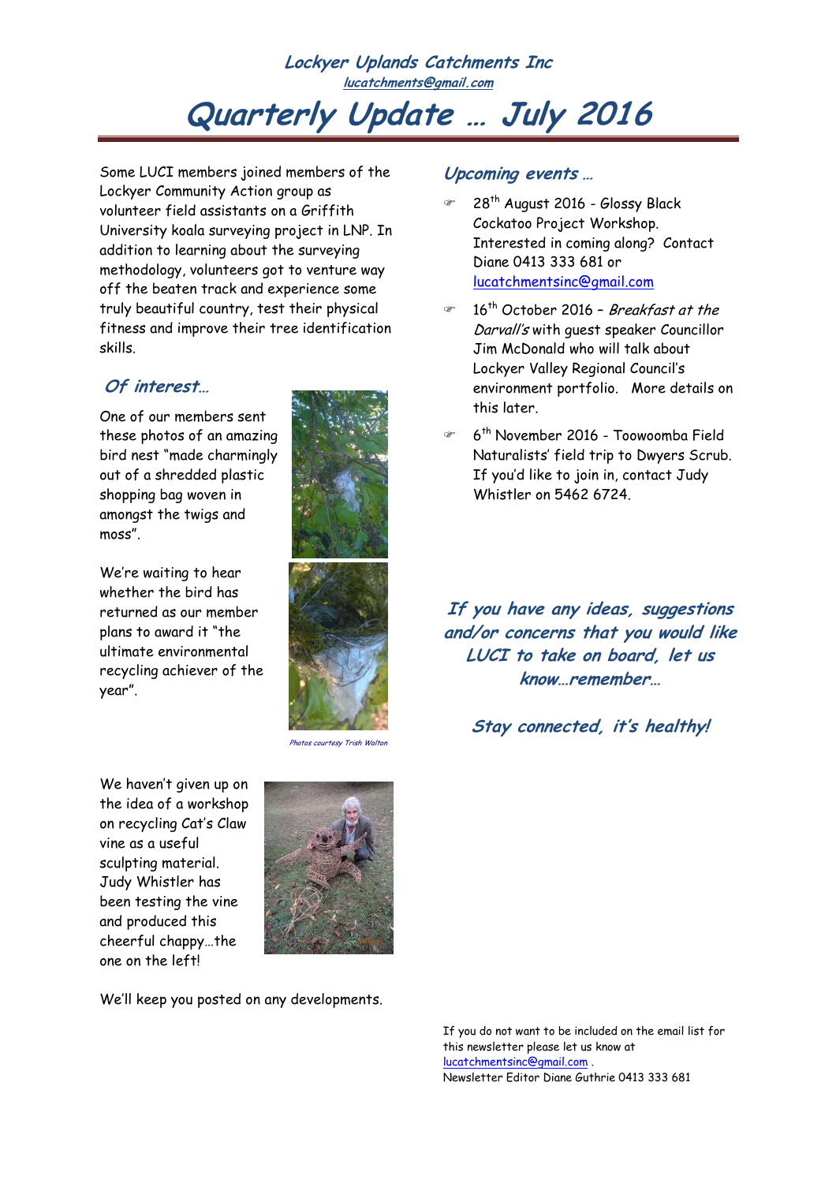# Lockyer Uplands Catchments Inc

lucatchments@gmail.com

# Quarterly Update … July 2016

Some LUCI members joined members of the Lockyer Community Action group as volunteer field assistants on a Griffith University koala surveying project in LNP. In addition to learning about the surveying methodology, volunteers got to venture way off the beaten track and experience some truly beautiful country, test their physical fitness and improve their tree identification skills.

## Of interest…

One of our members sent these photos of an amazing bird nest "made charmingly out of a shredded plastic shopping bag woven in amongst the twigs and moss".

We're waiting to hear whether the bird has returned as our member plans to award it "the ultimate environmental recycling achiever of the year".

*Photos courtesy Trish Walton*

We haven't given up on the idea of a workshop on recycling Cat's Claw vine as a useful sculpting material. Judy Whistler has been testing the vine and produced this cheerful chappy…the one on the left!

We'll keep you posted on any developments.

## Upcoming events …

- 28th August 2016 - Glossy Black Cockatoo Project Workshop. Interested in coming along? Contact Diane 0413 333 681 or lucatchmentsinc@gmail.com
- 16th October 2016 – *Breakfast at the Darvall's* with guest speaker Councillor Jim McDonald who will talk about Lockyer Valley Regional Council's environment portfolio. More details on this later.
- 6th November 2016 - Toowoomba Field Naturalists' field trip to Dwyers Scrub. If you'd like to join in, contact Judy Whistler on 5462 6724.

***If you have any ideas, suggestions and/or concerns that you would like LUCI to take on board, let us know…remember…***

***Stay connected, it's healthy!***

If you do not want to be included on the email list for this newsletter please let us know at lucatchmentsinc@gmail.com .
Newsletter Editor Diane Guthrie 0413 333 681